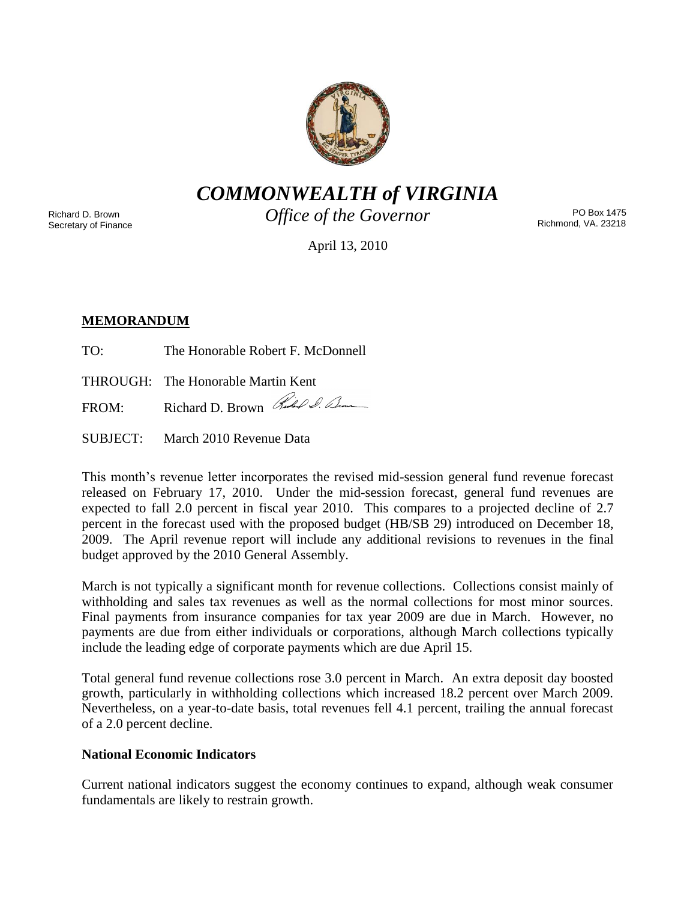# *COMMONWEALTH of VIRGINIA*

*Office of the Governor*

Richard D. Brown
Secretary of Finance

PO Box 1475
Richmond, VA. 23218

April 13, 2010

**MEMORANDUM**

TO: The Honorable Robert F. McDonnell

THROUGH: The Honorable Martin Kent

FROM: Richard D. Brown

SUBJECT: March 2010 Revenue Data

This month's revenue letter incorporates the revised mid-session general fund revenue forecast released on February 17, 2010. Under the mid-session forecast, general fund revenues are expected to fall 2.0 percent in fiscal year 2010. This compares to a projected decline of 2.7 percent in the forecast used with the proposed budget (HB/SB 29) introduced on December 18, 2009. The April revenue report will include any additional revisions to revenues in the final budget approved by the 2010 General Assembly.

March is not typically a significant month for revenue collections. Collections consist mainly of withholding and sales tax revenues as well as the normal collections for most minor sources. Final payments from insurance companies for tax year 2009 are due in March. However, no payments are due from either individuals or corporations, although March collections typically include the leading edge of corporate payments which are due April 15.

Total general fund revenue collections rose 3.0 percent in March. An extra deposit day boosted growth, particularly in withholding collections which increased 18.2 percent over March 2009. Nevertheless, on a year-to-date basis, total revenues fell 4.1 percent, trailing the annual forecast of a 2.0 percent decline.

**National Economic Indicators**

Current national indicators suggest the economy continues to expand, although weak consumer fundamentals are likely to restrain growth.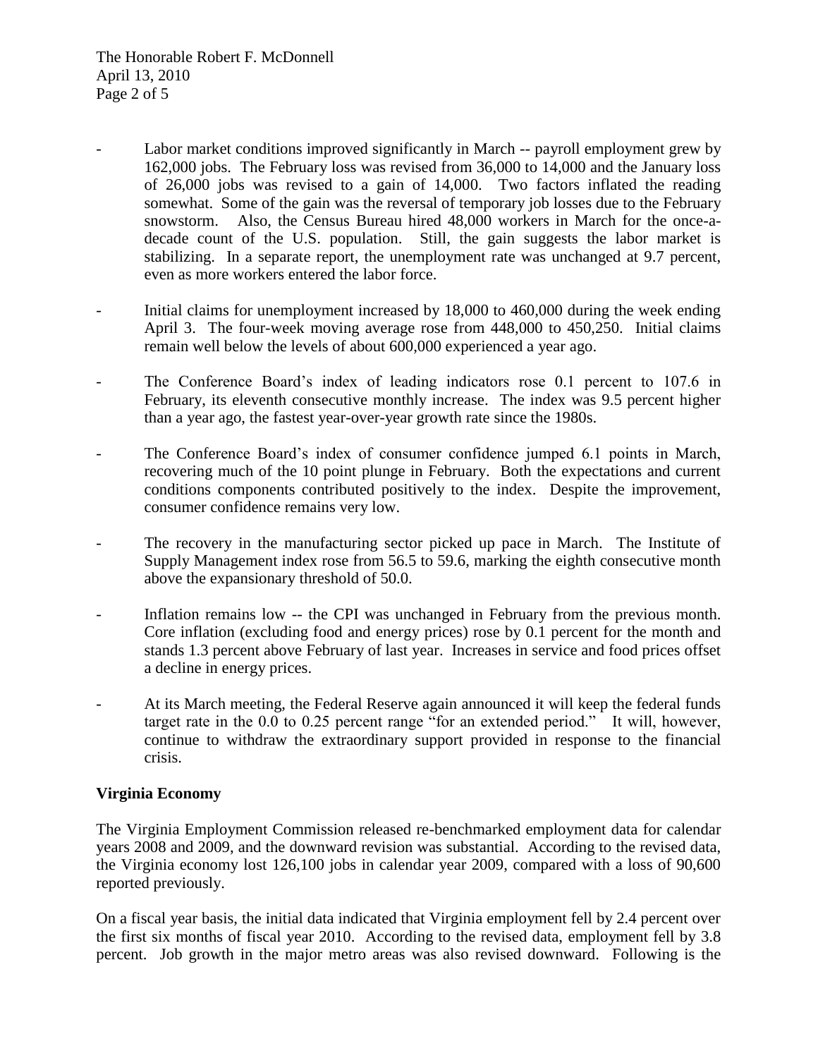- Labor market conditions improved significantly in March -- payroll employment grew by 162,000 jobs. The February loss was revised from 36,000 to 14,000 and the January loss of 26,000 jobs was revised to a gain of 14,000. Two factors inflated the reading somewhat. Some of the gain was the reversal of temporary job losses due to the February snowstorm. Also, the Census Bureau hired 48,000 workers in March for the once-a-decade count of the U.S. population. Still, the gain suggests the labor market is stabilizing. In a separate report, the unemployment rate was unchanged at 9.7 percent, even as more workers entered the labor force.

- Initial claims for unemployment increased by 18,000 to 460,000 during the week ending April 3. The four-week moving average rose from 448,000 to 450,250. Initial claims remain well below the levels of about 600,000 experienced a year ago.

- The Conference Board's index of leading indicators rose 0.1 percent to 107.6 in February, its eleventh consecutive monthly increase. The index was 9.5 percent higher than a year ago, the fastest year-over-year growth rate since the 1980s.

- The Conference Board's index of consumer confidence jumped 6.1 points in March, recovering much of the 10 point plunge in February. Both the expectations and current conditions components contributed positively to the index. Despite the improvement, consumer confidence remains very low.

- The recovery in the manufacturing sector picked up pace in March. The Institute of Supply Management index rose from 56.5 to 59.6, marking the eighth consecutive month above the expansionary threshold of 50.0.

- Inflation remains low -- the CPI was unchanged in February from the previous month. Core inflation (excluding food and energy prices) rose by 0.1 percent for the month and stands 1.3 percent above February of last year. Increases in service and food prices offset a decline in energy prices.

- At its March meeting, the Federal Reserve again announced it will keep the federal funds target rate in the 0.0 to 0.25 percent range "for an extended period." It will, however, continue to withdraw the extraordinary support provided in response to the financial crisis.

**Virginia Economy**

The Virginia Employment Commission released re-benchmarked employment data for calendar years 2008 and 2009, and the downward revision was substantial. According to the revised data, the Virginia economy lost 126,100 jobs in calendar year 2009, compared with a loss of 90,600 reported previously.

On a fiscal year basis, the initial data indicated that Virginia employment fell by 2.4 percent over the first six months of fiscal year 2010. According to the revised data, employment fell by 3.8 percent. Job growth in the major metro areas was also revised downward. Following is the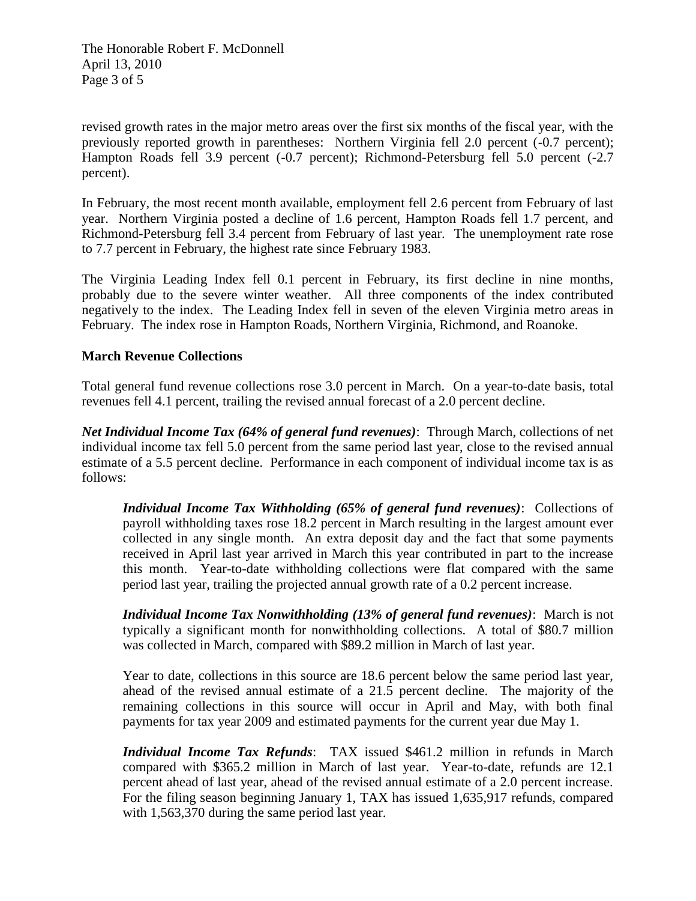revised growth rates in the major metro areas over the first six months of the fiscal year, with the previously reported growth in parentheses: Northern Virginia fell 2.0 percent (-0.7 percent); Hampton Roads fell 3.9 percent (-0.7 percent); Richmond-Petersburg fell 5.0 percent (-2.7 percent).

In February, the most recent month available, employment fell 2.6 percent from February of last year. Northern Virginia posted a decline of 1.6 percent, Hampton Roads fell 1.7 percent, and Richmond-Petersburg fell 3.4 percent from February of last year. The unemployment rate rose to 7.7 percent in February, the highest rate since February 1983.

The Virginia Leading Index fell 0.1 percent in February, its first decline in nine months, probably due to the severe winter weather. All three components of the index contributed negatively to the index. The Leading Index fell in seven of the eleven Virginia metro areas in February. The index rose in Hampton Roads, Northern Virginia, Richmond, and Roanoke.

**March Revenue Collections**

Total general fund revenue collections rose 3.0 percent in March. On a year-to-date basis, total revenues fell 4.1 percent, trailing the revised annual forecast of a 2.0 percent decline.

***Net Individual Income Tax (64% of general fund revenues)***: Through March, collections of net individual income tax fell 5.0 percent from the same period last year, close to the revised annual estimate of a 5.5 percent decline. Performance in each component of individual income tax is as follows:

> ***Individual Income Tax Withholding (65% of general fund revenues)***: Collections of payroll withholding taxes rose 18.2 percent in March resulting in the largest amount ever collected in any single month. An extra deposit day and the fact that some payments received in April last year arrived in March this year contributed in part to the increase this month. Year-to-date withholding collections were flat compared with the same period last year, trailing the projected annual growth rate of a 0.2 percent increase.
>
> ***Individual Income Tax Nonwithholding (13% of general fund revenues)***: March is not typically a significant month for nonwithholding collections. A total of $80.7 million was collected in March, compared with $89.2 million in March of last year.
>
> Year to date, collections in this source are 18.6 percent below the same period last year, ahead of the revised annual estimate of a 21.5 percent decline. The majority of the remaining collections in this source will occur in April and May, with both final payments for tax year 2009 and estimated payments for the current year due May 1.
>
> ***Individual Income Tax Refunds***: TAX issued $461.2 million in refunds in March compared with $365.2 million in March of last year. Year-to-date, refunds are 12.1 percent ahead of last year, ahead of the revised annual estimate of a 2.0 percent increase. For the filing season beginning January 1, TAX has issued 1,635,917 refunds, compared with 1,563,370 during the same period last year.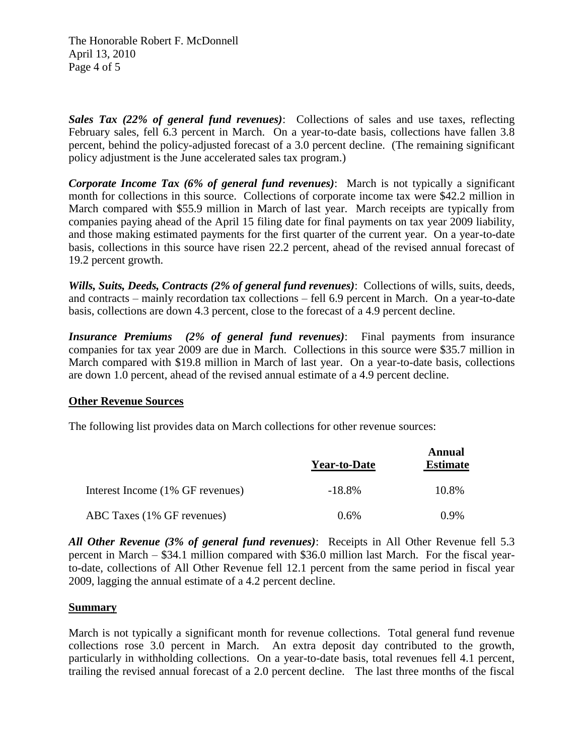***Sales Tax (22% of general fund revenues)***: Collections of sales and use taxes, reflecting February sales, fell 6.3 percent in March. On a year-to-date basis, collections have fallen 3.8 percent, behind the policy-adjusted forecast of a 3.0 percent decline. (The remaining significant policy adjustment is the June accelerated sales tax program.)

***Corporate Income Tax (6% of general fund revenues)***: March is not typically a significant month for collections in this source. Collections of corporate income tax were $42.2 million in March compared with $55.9 million in March of last year. March receipts are typically from companies paying ahead of the April 15 filing date for final payments on tax year 2009 liability, and those making estimated payments for the first quarter of the current year. On a year-to-date basis, collections in this source have risen 22.2 percent, ahead of the revised annual forecast of 19.2 percent growth.

***Wills, Suits, Deeds, Contracts (2% of general fund revenues)***: Collections of wills, suits, deeds, and contracts – mainly recordation tax collections – fell 6.9 percent in March. On a year-to-date basis, collections are down 4.3 percent, close to the forecast of a 4.9 percent decline.

***Insurance Premiums (2% of general fund revenues)***: Final payments from insurance companies for tax year 2009 are due in March. Collections in this source were $35.7 million in March compared with $19.8 million in March of last year. On a year-to-date basis, collections are down 1.0 percent, ahead of the revised annual estimate of a 4.9 percent decline.

## Other Revenue Sources

The following list provides data on March collections for other revenue sources:

| | Year-to-Date | Annual Estimate |
|---|---|---|
| Interest Income (1% GF revenues) | -18.8% | 10.8% |
| ABC Taxes (1% GF revenues) | 0.6% | 0.9% |

***All Other Revenue (3% of general fund revenues)***: Receipts in All Other Revenue fell 5.3 percent in March – $34.1 million compared with $36.0 million last March. For the fiscal year-to-date, collections of All Other Revenue fell 12.1 percent from the same period in fiscal year 2009, lagging the annual estimate of a 4.2 percent decline.

## Summary

March is not typically a significant month for revenue collections. Total general fund revenue collections rose 3.0 percent in March. An extra deposit day contributed to the growth, particularly in withholding collections. On a year-to-date basis, total revenues fell 4.1 percent, trailing the revised annual forecast of a 2.0 percent decline. The last three months of the fiscal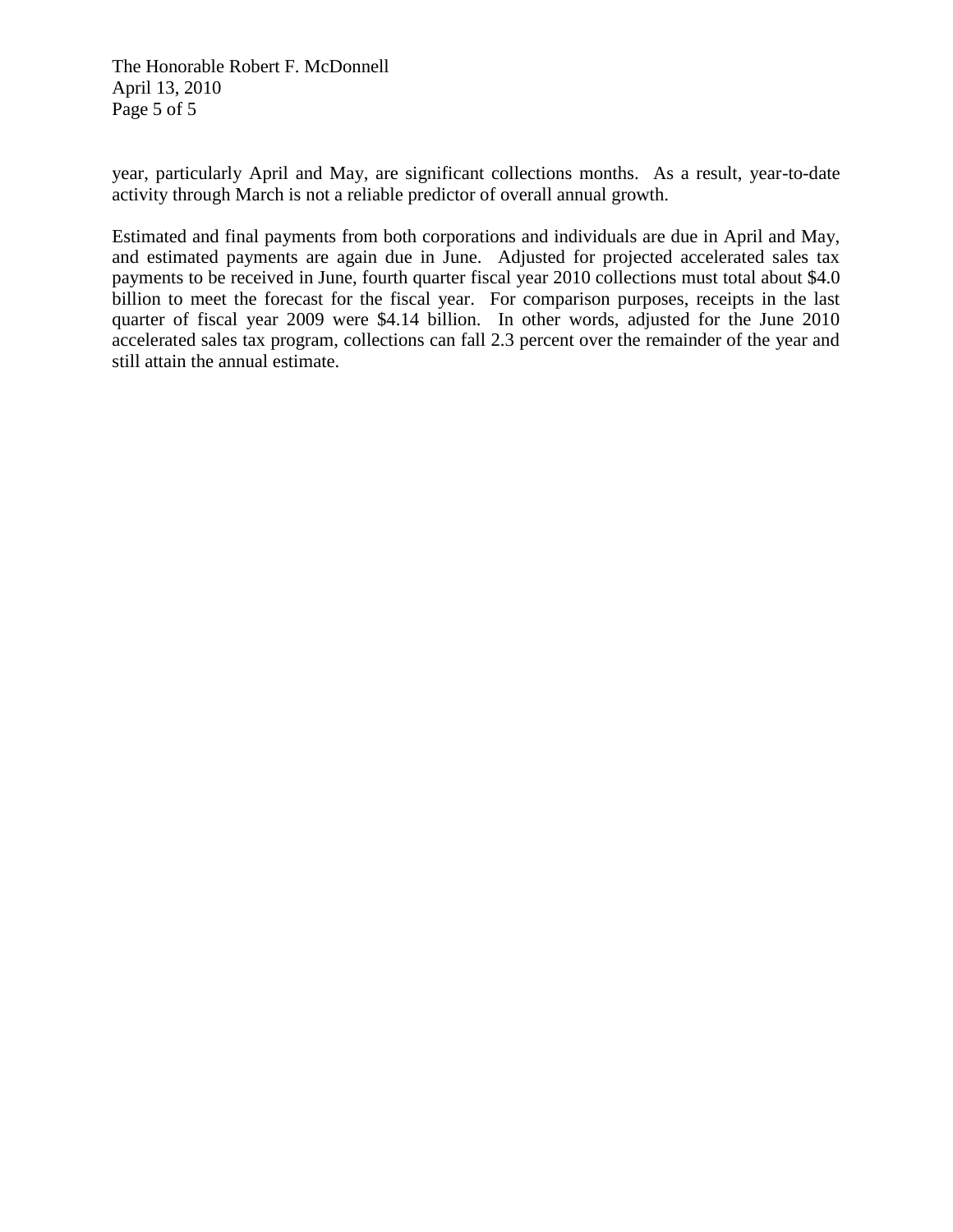year, particularly April and May, are significant collections months. As a result, year-to-date activity through March is not a reliable predictor of overall annual growth.

Estimated and final payments from both corporations and individuals are due in April and May, and estimated payments are again due in June. Adjusted for projected accelerated sales tax payments to be received in June, fourth quarter fiscal year 2010 collections must total about $4.0 billion to meet the forecast for the fiscal year. For comparison purposes, receipts in the last quarter of fiscal year 2009 were $4.14 billion. In other words, adjusted for the June 2010 accelerated sales tax program, collections can fall 2.3 percent over the remainder of the year and still attain the annual estimate.